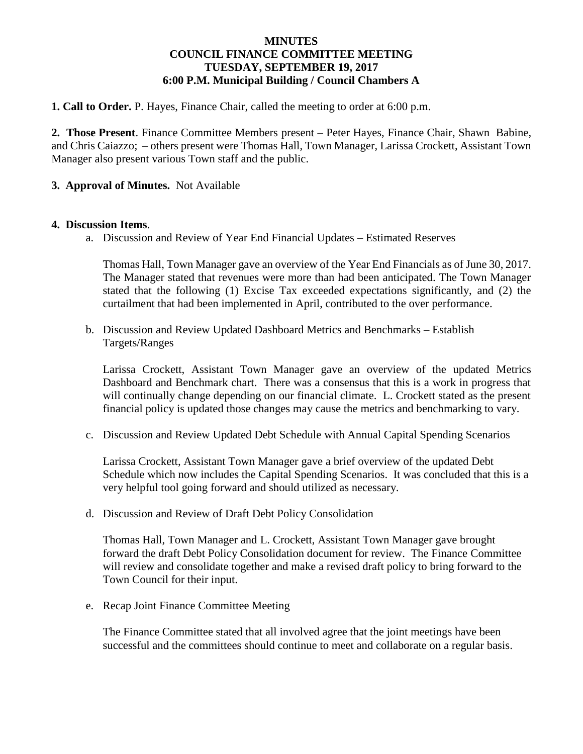# MINUTES
## COUNCIL FINANCE COMMITTEE MEETING
## TUESDAY, SEPTEMBER 19, 2017
## 6:00 P.M. Municipal Building / Council Chambers A

**1. Call to Order.** P. Hayes, Finance Chair, called the meeting to order at 6:00 p.m.

**2. Those Present**. Finance Committee Members present – Peter Hayes, Finance Chair, Shawn Babine, and Chris Caiazzo; – others present were Thomas Hall, Town Manager, Larissa Crockett, Assistant Town Manager also present various Town staff and the public.

**3. Approval of Minutes.** Not Available

**4. Discussion Items**.

a. Discussion and Review of Year End Financial Updates – Estimated Reserves

   Thomas Hall, Town Manager gave an overview of the Year End Financials as of June 30, 2017. The Manager stated that revenues were more than had been anticipated. The Town Manager stated that the following (1) Excise Tax exceeded expectations significantly, and (2) the curtailment that had been implemented in April, contributed to the over performance.

b. Discussion and Review Updated Dashboard Metrics and Benchmarks – Establish Targets/Ranges

   Larissa Crockett, Assistant Town Manager gave an overview of the updated Metrics Dashboard and Benchmark chart. There was a consensus that this is a work in progress that will continually change depending on our financial climate. L. Crockett stated as the present financial policy is updated those changes may cause the metrics and benchmarking to vary.

c. Discussion and Review Updated Debt Schedule with Annual Capital Spending Scenarios

   Larissa Crockett, Assistant Town Manager gave a brief overview of the updated Debt Schedule which now includes the Capital Spending Scenarios. It was concluded that this is a very helpful tool going forward and should utilized as necessary.

d. Discussion and Review of Draft Debt Policy Consolidation

   Thomas Hall, Town Manager and L. Crockett, Assistant Town Manager gave brought forward the draft Debt Policy Consolidation document for review. The Finance Committee will review and consolidate together and make a revised draft policy to bring forward to the Town Council for their input.

e. Recap Joint Finance Committee Meeting

   The Finance Committee stated that all involved agree that the joint meetings have been successful and the committees should continue to meet and collaborate on a regular basis.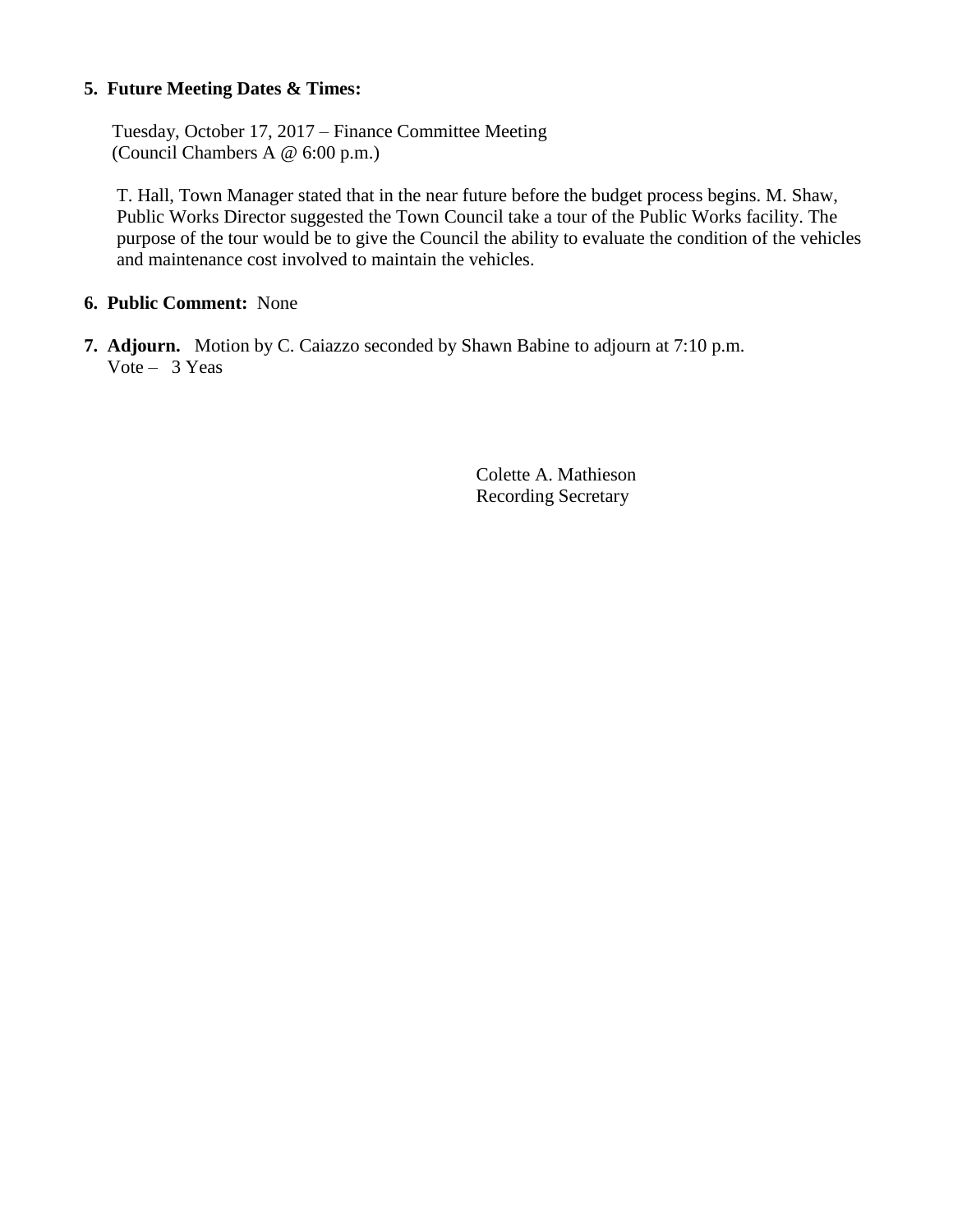**5. Future Meeting Dates & Times:**

Tuesday, October 17, 2017 – Finance Committee Meeting
(Council Chambers A @ 6:00 p.m.)

T. Hall, Town Manager stated that in the near future before the budget process begins. M. Shaw, Public Works Director suggested the Town Council take a tour of the Public Works facility. The purpose of the tour would be to give the Council the ability to evaluate the condition of the vehicles and maintenance cost involved to maintain the vehicles.

**6. Public Comment:** None

**7. Adjourn.** Motion by C. Caiazzo seconded by Shawn Babine to adjourn at 7:10 p.m.
Vote – 3 Yeas

Colette A. Mathieson
Recording Secretary